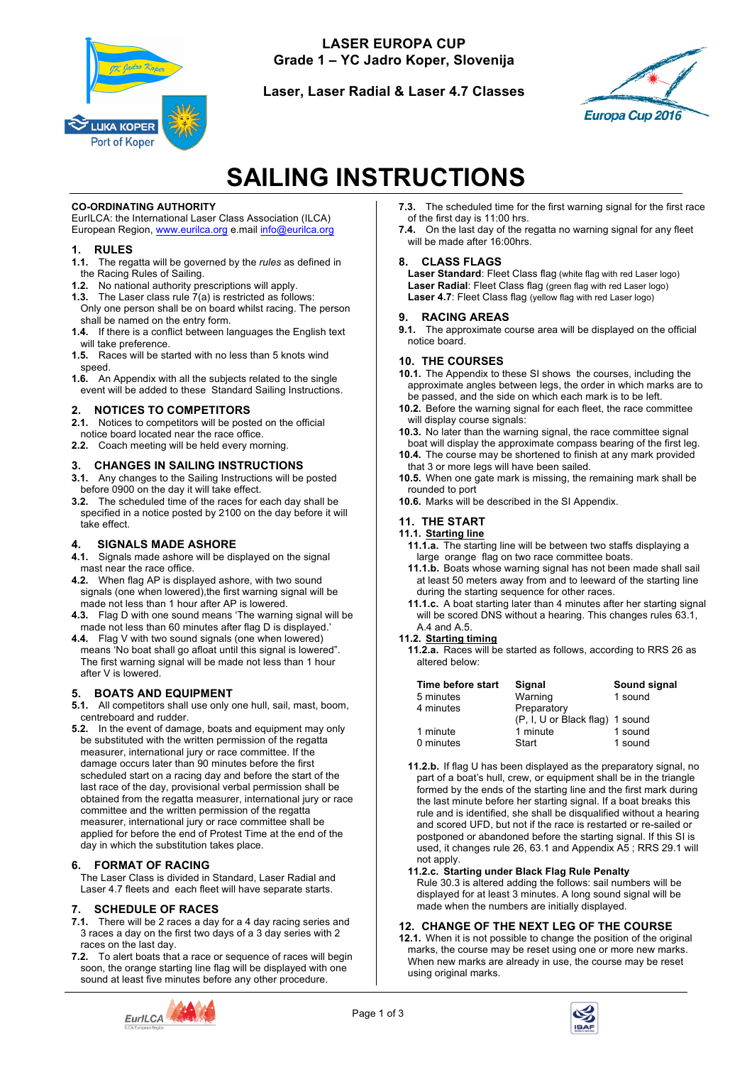**LASER EUROPA CUP**
**Grade 1 – YC Jadro Koper, Slovenija**

**Laser, Laser Radial & Laser 4.7 Classes**

# SAILING INSTRUCTIONS

**CO-ORDINATING AUTHORITY**
EurILCA: the International Laser Class Association (ILCA) European Region, www.eurilca.org e.mail info@eurilca.org

## 1. RULES

**1.1.** The regatta will be governed by the *rules* as defined in the Racing Rules of Sailing.
**1.2.** No national authority prescriptions will apply.
**1.3.** The Laser class rule 7(a) is restricted as follows: Only one person shall be on board whilst racing. The person shall be named on the entry form.
**1.4.** If there is a conflict between languages the English text will take preference.
**1.5.** Races will be started with no less than 5 knots wind speed.
**1.6.** An Appendix with all the subjects related to the single event will be added to these Standard Sailing Instructions.

## 2. NOTICES TO COMPETITORS

**2.1.** Notices to competitors will be posted on the official notice board located near the race office.
**2.2.** Coach meeting will be held every morning.

## 3. CHANGES IN SAILING INSTRUCTIONS

**3.1.** Any changes to the Sailing Instructions will be posted before 0900 on the day it will take effect.
**3.2.** The scheduled time of the races for each day shall be specified in a notice posted by 2100 on the day before it will take effect.

## 4. SIGNALS MADE ASHORE

**4.1.** Signals made ashore will be displayed on the signal mast near the race office.
**4.2.** When flag AP is displayed ashore, with two sound signals (one when lowered),the first warning signal will be made not less than 1 hour after AP is lowered.
**4.3.** Flag D with one sound means 'The warning signal will be made not less than 60 minutes after flag D is displayed.'
**4.4.** Flag V with two sound signals (one when lowered) means 'No boat shall go afloat until this signal is lowered". The first warning signal will be made not less than 1 hour after V is lowered.

## 5. BOATS AND EQUIPMENT

**5.1.** All competitors shall use only one hull, sail, mast, boom, centreboard and rudder.
**5.2.** In the event of damage, boats and equipment may only be substituted with the written permission of the regatta measurer, international jury or race committee. If the damage occurs later than 90 minutes before the first scheduled start on a racing day and before the start of the last race of the day, provisional verbal permission shall be obtained from the regatta measurer, international jury or race committee and the written permission of the regatta measurer, international jury or race committee shall be applied for before the end of Protest Time at the end of the day in which the substitution takes place.

## 6. FORMAT OF RACING

The Laser Class is divided in Standard, Laser Radial and Laser 4.7 fleets and each fleet will have separate starts.

## 7. SCHEDULE OF RACES

**7.1.** There will be 2 races a day for a 4 day racing series and 3 races a day on the first two days of a 3 day series with 2 races on the last day.
**7.2.** To alert boats that a race or sequence of races will begin soon, the orange starting line flag will be displayed with one sound signal at least five minutes before any other procedure.
**7.3.** The scheduled time for the first warning signal for the first race of the first day is 11:00 hrs.
**7.4.** On the last day of the regatta no warning signal for any fleet will be made after 16:00hrs.

## 8. CLASS FLAGS

**Laser Standard**: Fleet Class flag (white flag with red Laser logo)
**Laser Radial**: Fleet Class flag (green flag with red Laser logo)
**Laser 4.7**: Fleet Class flag (yellow flag with red Laser logo)

## 9. RACING AREAS

**9.1.** The approximate course area will be displayed on the official notice board.

## 10. THE COURSES

**10.1.** The Appendix to these SI shows the courses, including the approximate angles between legs, the order in which marks are to be passed, and the side on which each mark is to be left.
**10.2.** Before the warning signal for each fleet, the race committee will display course signals:
**10.3.** No later than the warning signal, the race committee signal boat will display the approximate compass bearing of the first leg.
**10.4.** The course may be shortened to finish at any mark provided that 3 or more legs will have been sailed.
**10.5.** When one gate mark is missing, the remaining mark shall be rounded to port
**10.6.** Marks will be described in the SI Appendix.

## 11. THE START

**11.1. Starting line**

**11.1.a.** The starting line will be between two staffs displaying a large orange flag on two race committee boats.
**11.1.b.** Boats whose warning signal has not been made shall sail at least 50 meters away from and to leeward of the starting line during the starting sequence for other races.
**11.1.c.** A boat starting later than 4 minutes after her starting signal will be scored DNS without a hearing. This changes rules 63.1, A.4 and A.5.

**11.2. Starting timing**

**11.2.a.** Races will be started as follows, according to RRS 26 as altered below:

| Time before start | Signal | Sound signal |
|---|---|---|
| 5 minutes | Warning | 1 sound |
| 4 minutes | Preparatory (P, I, U or Black flag) | 1 sound |
| 1 minute | 1 minute | 1 sound |
| 0 minutes | Start | 1 sound |

**11.2.b.** If flag U has been displayed as the preparatory signal, no part of a boat's hull, crew, or equipment shall be in the triangle formed by the ends of the starting line and the first mark during the last minute before her starting signal. If a boat breaks this rule and is identified, she shall be disqualified without a hearing and scored UFD, but not if the race is restarted or re-sailed or postponed or abandoned before the starting signal. If this SI is used, it changes rule 26, 63.1 and Appendix A5 ; RRS 29.1 will not apply.

**11.2.c. Starting under Black Flag Rule Penalty**
Rule 30.3 is altered adding the follows: sail numbers will be displayed for at least 3 minutes. A long sound signal will be made when the numbers are initially displayed.

## 12. CHANGE OF THE NEXT LEG OF THE COURSE

**12.1.** When it is not possible to change the position of the original marks, the course may be reset using one or more new marks. When new marks are already in use, the course may be reset using original marks.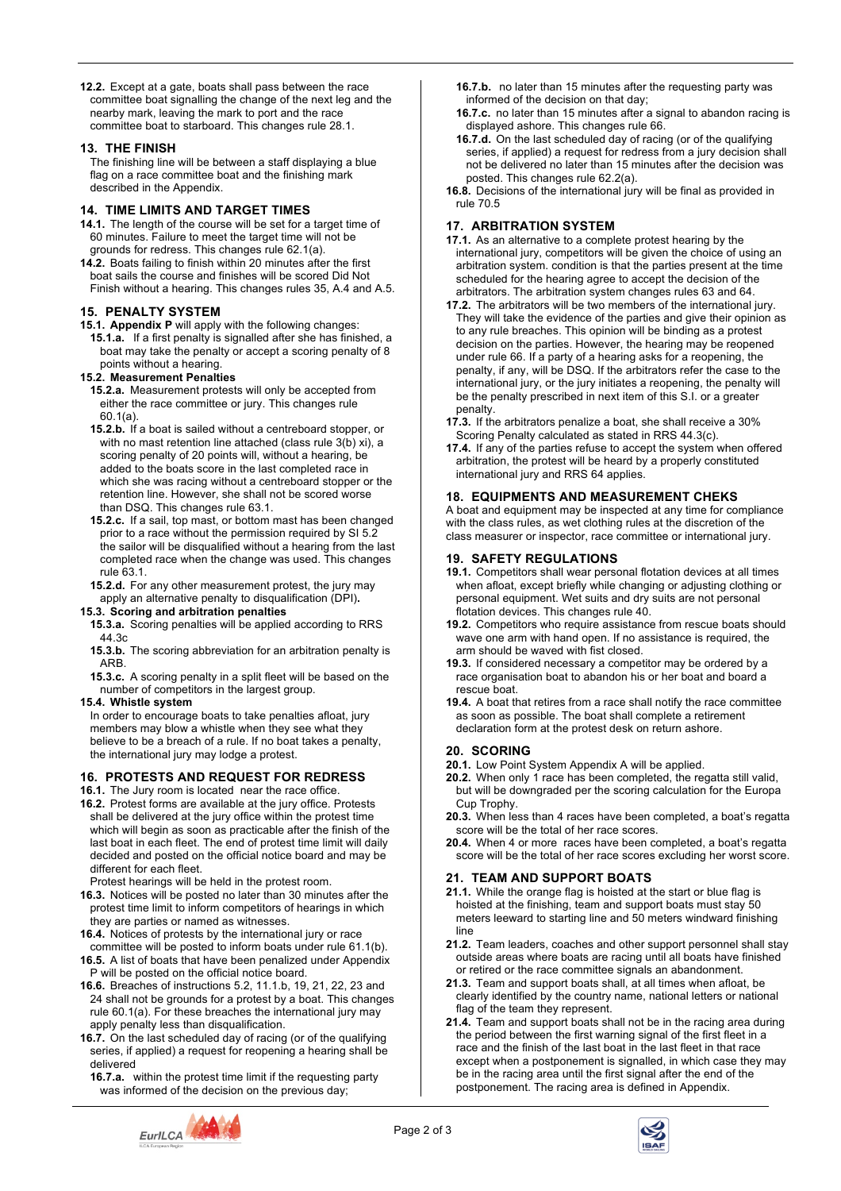**12.2.** Except at a gate, boats shall pass between the race committee boat signalling the change of the next leg and the nearby mark, leaving the mark to port and the race committee boat to starboard. This changes rule 28.1.

## 13. THE FINISH

The finishing line will be between a staff displaying a blue flag on a race committee boat and the finishing mark described in the Appendix.

## 14. TIME LIMITS AND TARGET TIMES

**14.1.** The length of the course will be set for a target time of 60 minutes. Failure to meet the target time will not be grounds for redress. This changes rule 62.1(a).

**14.2.** Boats failing to finish within 20 minutes after the first boat sails the course and finishes will be scored Did Not Finish without a hearing. This changes rules 35, A.4 and A.5.

## 15. PENALTY SYSTEM

**15.1. Appendix P** will apply with the following changes:

**15.1.a.** If a first penalty is signalled after she has finished, a boat may take the penalty or accept a scoring penalty of 8 points without a hearing.

**15.2. Measurement Penalties**

**15.2.a.** Measurement protests will only be accepted from either the race committee or jury. This changes rule 60.1(a).

**15.2.b.** If a boat is sailed without a centreboard stopper, or with no mast retention line attached (class rule 3(b) xi), a scoring penalty of 20 points will, without a hearing, be added to the boats score in the last completed race in which she was racing without a centreboard stopper or the retention line. However, she shall not be scored worse than DSQ. This changes rule 63.1.

**15.2.c.** If a sail, top mast, or bottom mast has been changed prior to a race without the permission required by SI 5.2 the sailor will be disqualified without a hearing from the last completed race when the change was used. This changes rule 63.1.

**15.2.d.** For any other measurement protest, the jury may apply an alternative penalty to disqualification (DPI)**.**

**15.3. Scoring and arbitration penalties**

**15.3.a.** Scoring penalties will be applied according to RRS 44.3c

**15.3.b.** The scoring abbreviation for an arbitration penalty is ARB.

**15.3.c.** A scoring penalty in a split fleet will be based on the number of competitors in the largest group.

**15.4. Whistle system**

In order to encourage boats to take penalties afloat, jury members may blow a whistle when they see what they believe to be a breach of a rule. If no boat takes a penalty, the international jury may lodge a protest.

## 16. PROTESTS AND REQUEST FOR REDRESS

**16.1.** The Jury room is located near the race office.

**16.2.** Protest forms are available at the jury office. Protests shall be delivered at the jury office within the protest time which will begin as soon as practicable after the finish of the last boat in each fleet. The end of protest time limit will daily decided and posted on the official notice board and may be different for each fleet.

Protest hearings will be held in the protest room.

**16.3.** Notices will be posted no later than 30 minutes after the protest time limit to inform competitors of hearings in which they are parties or named as witnesses.

**16.4.** Notices of protests by the international jury or race committee will be posted to inform boats under rule 61.1(b).

**16.5.** A list of boats that have been penalized under Appendix P will be posted on the official notice board.

**16.6.** Breaches of instructions 5.2, 11.1.b, 19, 21, 22, 23 and 24 shall not be grounds for a protest by a boat. This changes rule 60.1(a). For these breaches the international jury may apply penalty less than disqualification.

**16.7.** On the last scheduled day of racing (or of the qualifying series, if applied) a request for reopening a hearing shall be delivered

**16.7.a.** within the protest time limit if the requesting party was informed of the decision on the previous day;

**16.7.b.** no later than 15 minutes after the requesting party was informed of the decision on that day;

**16.7.c.** no later than 15 minutes after a signal to abandon racing is displayed ashore. This changes rule 66.

**16.7.d.** On the last scheduled day of racing (or of the qualifying series, if applied) a request for redress from a jury decision shall not be delivered no later than 15 minutes after the decision was posted. This changes rule 62.2(a).

**16.8.** Decisions of the international jury will be final as provided in rule 70.5

## 17. ARBITRATION SYSTEM

**17.1.** As an alternative to a complete protest hearing by the international jury, competitors will be given the choice of using an arbitration system. condition is that the parties present at the time scheduled for the hearing agree to accept the decision of the arbitrators. The arbitration system changes rules 63 and 64.

**17.2.** The arbitrators will be two members of the international jury. They will take the evidence of the parties and give their opinion as to any rule breaches. This opinion will be binding as a protest decision on the parties. However, the hearing may be reopened under rule 66. If a party of a hearing asks for a reopening, the penalty, if any, will be DSQ. If the arbitrators refer the case to the international jury, or the jury initiates a reopening, the penalty will be the penalty prescribed in next item of this S.I. or a greater penalty.

**17.3.** If the arbitrators penalize a boat, she shall receive a 30% Scoring Penalty calculated as stated in RRS 44.3(c).

**17.4.** If any of the parties refuse to accept the system when offered arbitration, the protest will be heard by a properly constituted international jury and RRS 64 applies.

## 18. EQUIPMENTS AND MEASUREMENT CHEKS

A boat and equipment may be inspected at any time for compliance with the class rules, as wet clothing rules at the discretion of the class measurer or inspector, race committee or international jury.

## 19. SAFETY REGULATIONS

**19.1.** Competitors shall wear personal flotation devices at all times when afloat, except briefly while changing or adjusting clothing or personal equipment. Wet suits and dry suits are not personal flotation devices. This changes rule 40.

**19.2.** Competitors who require assistance from rescue boats should wave one arm with hand open. If no assistance is required, the arm should be waved with fist closed.

**19.3.** If considered necessary a competitor may be ordered by a race organisation boat to abandon his or her boat and board a rescue boat.

**19.4.** A boat that retires from a race shall notify the race committee as soon as possible. The boat shall complete a retirement declaration form at the protest desk on return ashore.

## 20. SCORING

**20.1.** Low Point System Appendix A will be applied.

**20.2.** When only 1 race has been completed, the regatta still valid, but will be downgraded per the scoring calculation for the Europa Cup Trophy.

**20.3.** When less than 4 races have been completed, a boat's regatta score will be the total of her race scores.

**20.4.** When 4 or more races have been completed, a boat's regatta score will be the total of her race scores excluding her worst score.

## 21. TEAM AND SUPPORT BOATS

**21.1.** While the orange flag is hoisted at the start or blue flag is hoisted at the finishing, team and support boats must stay 50 meters leeward to starting line and 50 meters windward finishing line

**21.2.** Team leaders, coaches and other support personnel shall stay outside areas where boats are racing until all boats have finished or retired or the race committee signals an abandonment.

**21.3.** Team and support boats shall, at all times when afloat, be clearly identified by the country name, national letters or national flag of the team they represent.

**21.4.** Team and support boats shall not be in the racing area during the period between the first warning signal of the first fleet in a race and the finish of the last boat in the last fleet in the race except when a postponement is signalled, in which case they may be in the racing area until the first signal after the end of the postponement. The racing area is defined in Appendix.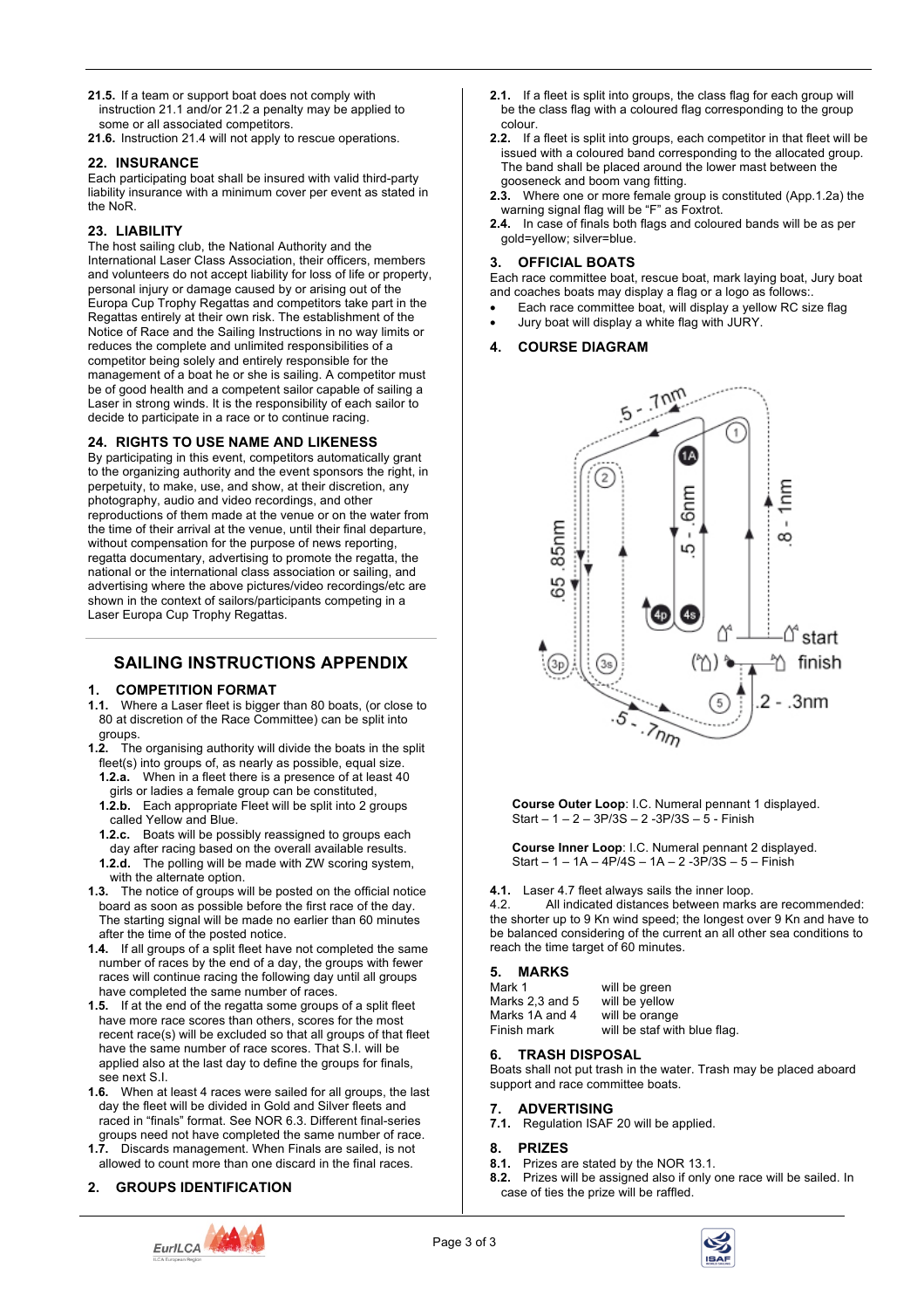**21.5.** If a team or support boat does not comply with instruction 21.1 and/or 21.2 a penalty may be applied to some or all associated competitors.

**21.6.** Instruction 21.4 will not apply to rescue operations.

## 22. INSURANCE

Each participating boat shall be insured with valid third-party liability insurance with a minimum cover per event as stated in the NoR.

## 23. LIABILITY

The host sailing club, the National Authority and the International Laser Class Association, their officers, members and volunteers do not accept liability for loss of life or property, personal injury or damage caused by or arising out of the Europa Cup Trophy Regattas and competitors take part in the Regattas entirely at their own risk. The establishment of the Notice of Race and the Sailing Instructions in no way limits or reduces the complete and unlimited responsibilities of a competitor being solely and entirely responsible for the management of a boat he or she is sailing. A competitor must be of good health and a competent sailor capable of sailing a Laser in strong winds. It is the responsibility of each sailor to decide to participate in a race or to continue racing.

## 24. RIGHTS TO USE NAME AND LIKENESS

By participating in this event, competitors automatically grant to the organizing authority and the event sponsors the right, in perpetuity, to make, use, and show, at their discretion, any photography, audio and video recordings, and other reproductions of them made at the venue or on the water from the time of their arrival at the venue, until their final departure, without compensation for the purpose of news reporting, regatta documentary, advertising to promote the regatta, the national or the international class association or sailing, and advertising where the above pictures/video recordings/etc are shown in the context of sailors/participants competing in a Laser Europa Cup Trophy Regattas.

# SAILING INSTRUCTIONS APPENDIX

## 1. COMPETITION FORMAT

**1.1.** Where a Laser fleet is bigger than 80 boats, (or close to 80 at discretion of the Race Committee) can be split into groups.

**1.2.** The organising authority will divide the boats in the split fleet(s) into groups of, as nearly as possible, equal size.

**1.2.a.** When in a fleet there is a presence of at least 40 girls or ladies a female group can be constituted,

**1.2.b.** Each appropriate Fleet will be split into 2 groups called Yellow and Blue.

**1.2.c.** Boats will be possibly reassigned to groups each day after racing based on the overall available results.

**1.2.d.** The polling will be made with ZW scoring system, with the alternate option.

**1.3.** The notice of groups will be posted on the official notice board as soon as possible before the first race of the day. The starting signal will be made no earlier than 60 minutes after the time of the posted notice.

**1.4.** If all groups of a split fleet have not completed the same number of races by the end of a day, the groups with fewer races will continue racing the following day until all groups have completed the same number of races.

**1.5.** If at the end of the regatta some groups of a split fleet have more race scores than others, scores for the most recent race(s) will be excluded so that all groups of that fleet have the same number of race scores. That S.I. will be applied also at the last day to define the groups for finals, see next S.I.

**1.6.** When at least 4 races were sailed for all groups, the last day the fleet will be divided in Gold and Silver fleets and raced in "finals" format. See NOR 6.3. Different final-series groups need not have completed the same number of race.

**1.7.** Discards management. When Finals are sailed, is not allowed to count more than one discard in the final races.

## 2. GROUPS IDENTIFICATION

**2.1.** If a fleet is split into groups, the class flag for each group will be the class flag with a coloured flag corresponding to the group colour.

**2.2.** If a fleet is split into groups, each competitor in that fleet will be issued with a coloured band corresponding to the allocated group. The band shall be placed around the lower mast between the gooseneck and boom vang fitting.

**2.3.** Where one or more female group is constituted (App.1.2a) the warning signal flag will be "F" as Foxtrot.

**2.4.** In case of finals both flags and coloured bands will be as per gold=yellow; silver=blue.

## 3. OFFICIAL BOATS

Each race committee boat, rescue boat, mark laying boat, Jury boat and coaches boats may display a flag or a logo as follows:.

- Each race committee boat, will display a yellow RC size flag
- Jury boat will display a white flag with JURY.

## 4. COURSE DIAGRAM

5 - .7nm
1
1A
2
.5 - .6nm
.8 - 1nm
.65 .85nm
4p
4s
start
3p
3s
finish
5
.2 - .3nm
.5 - .7nm

**Course Outer Loop**: I.C. Numeral pennant 1 displayed.
Start – 1 – 2 – 3P/3S – 2 -3P/3S – 5 - Finish

**Course Inner Loop**: I.C. Numeral pennant 2 displayed.
Start – 1 – 1A – 4P/4S – 1A – 2 -3P/3S – 5 – Finish

**4.1.** Laser 4.7 fleet always sails the inner loop.

4.2. All indicated distances between marks are recommended: the shorter up to 9 Kn wind speed; the longest over 9 Kn and have to be balanced considering of the current an all other sea conditions to reach the time target of 60 minutes.

## 5. MARKS

| | |
|---|---|
| Mark 1 | will be green |
| Marks 2,3 and 5 | will be yellow |
| Marks 1A and 4 | will be orange |
| Finish mark | will be staf with blue flag. |

## 6. TRASH DISPOSAL

Boats shall not put trash in the water. Trash may be placed aboard support and race committee boats.

## 7. ADVERTISING

**7.1.** Regulation ISAF 20 will be applied.

## 8. PRIZES

**8.1.** Prizes are stated by the NOR 13.1.

**8.2.** Prizes will be assigned also if only one race will be sailed. In case of ties the prize will be raffled.